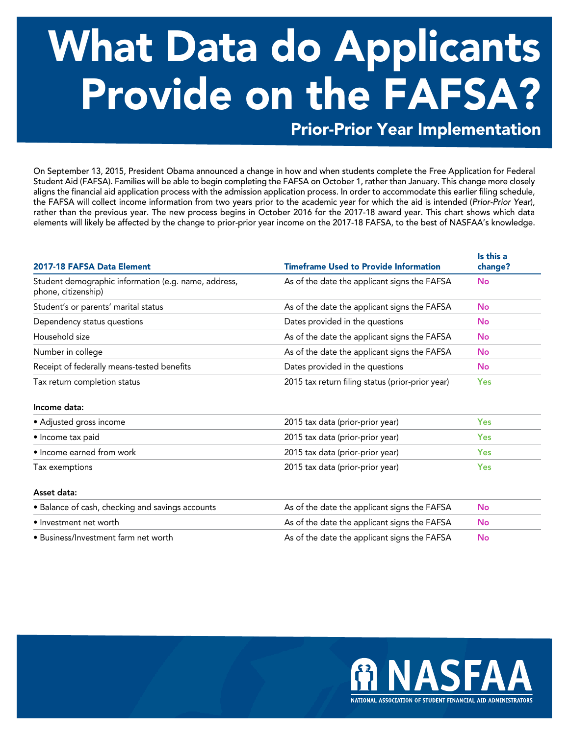# What Data do Applicants Provide on the FAFSA?

## Prior-Prior Year Implementation

On September 13, 2015, President Obama announced a change in how and when students complete the Free Application for Federal Student Aid (FAFSA). Families will be able to begin completing the FAFSA on October 1, rather than January. This change more closely aligns the financial aid application process with the admission application process. In order to accommodate this earlier filing schedule, the FAFSA will collect income information from two years prior to the academic year for which the aid is intended (*Prior-Prior Year*), rather than the previous year. The new process begins in October 2016 for the 2017-18 award year. This chart shows which data elements will likely be affected by the change to prior-prior year income on the 2017-18 FAFSA, to the best of NASFAA's knowledge.

| 2017-18 FAFSA Data Element | Timeframe Used to Provide Information | Is this a change? |
|---|---|---|
| Student demographic information (e.g. name, address, phone, citizenship) | As of the date the applicant signs the FAFSA | No |
| Student's or parents' marital status | As of the date the applicant signs the FAFSA | No |
| Dependency status questions | Dates provided in the questions | No |
| Household size | As of the date the applicant signs the FAFSA | No |
| Number in college | As of the date the applicant signs the FAFSA | No |
| Receipt of federally means-tested benefits | Dates provided in the questions | No |
| Tax return completion status | 2015 tax return filing status (prior-prior year) | Yes |
| **Income data:** | | |
| • Adjusted gross income | 2015 tax data (prior-prior year) | Yes |
| • Income tax paid | 2015 tax data (prior-prior year) | Yes |
| • Income earned from work | 2015 tax data (prior-prior year) | Yes |
| Tax exemptions | 2015 tax data (prior-prior year) | Yes |
| **Asset data:** | | |
| • Balance of cash, checking and savings accounts | As of the date the applicant signs the FAFSA | No |
| • Investment net worth | As of the date the applicant signs the FAFSA | No |
| • Business/Investment farm net worth | As of the date the applicant signs the FAFSA | No |

NASFAA

NATIONAL ASSOCIATION OF STUDENT FINANCIAL AID ADMINISTRATORS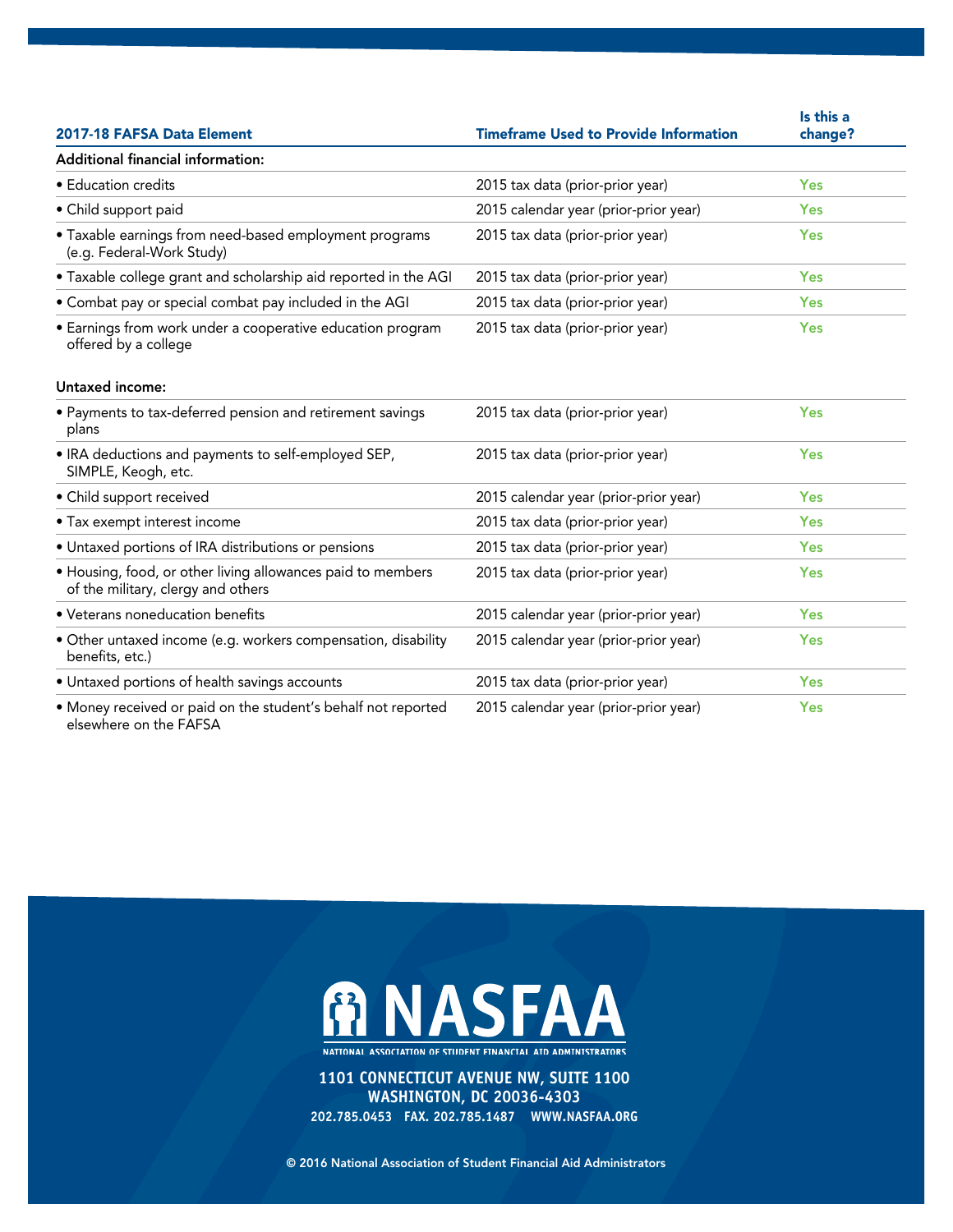| 2017-18 FAFSA Data Element | Timeframe Used to Provide Information | Is this a change? |
|---|---|---|
| **Additional financial information:** | | |
| • Education credits | 2015 tax data (prior-prior year) | Yes |
| • Child support paid | 2015 calendar year (prior-prior year) | Yes |
| • Taxable earnings from need-based employment programs (e.g. Federal-Work Study) | 2015 tax data (prior-prior year) | Yes |
| • Taxable college grant and scholarship aid reported in the AGI | 2015 tax data (prior-prior year) | Yes |
| • Combat pay or special combat pay included in the AGI | 2015 tax data (prior-prior year) | Yes |
| • Earnings from work under a cooperative education program offered by a college | 2015 tax data (prior-prior year) | Yes |
| **Untaxed income:** | | |
| • Payments to tax-deferred pension and retirement savings plans | 2015 tax data (prior-prior year) | Yes |
| • IRA deductions and payments to self-employed SEP, SIMPLE, Keogh, etc. | 2015 tax data (prior-prior year) | Yes |
| • Child support received | 2015 calendar year (prior-prior year) | Yes |
| • Tax exempt interest income | 2015 tax data (prior-prior year) | Yes |
| • Untaxed portions of IRA distributions or pensions | 2015 tax data (prior-prior year) | Yes |
| • Housing, food, or other living allowances paid to members of the military, clergy and others | 2015 tax data (prior-prior year) | Yes |
| • Veterans noneducation benefits | 2015 calendar year (prior-prior year) | Yes |
| • Other untaxed income (e.g. workers compensation, disability benefits, etc.) | 2015 calendar year (prior-prior year) | Yes |
| • Untaxed portions of health savings accounts | 2015 tax data (prior-prior year) | Yes |
| • Money received or paid on the student's behalf not reported elsewhere on the FAFSA | 2015 calendar year (prior-prior year) | Yes |

NASFAA

NATIONAL ASSOCIATION OF STUDENT FINANCIAL AID ADMINISTRATORS

1101 CONNECTICUT AVENUE NW, SUITE 1100
WASHINGTON, DC 20036-4303
202.785.0453 FAX. 202.785.1487 WWW.NASFAA.ORG

© 2016 National Association of Student Financial Aid Administrators